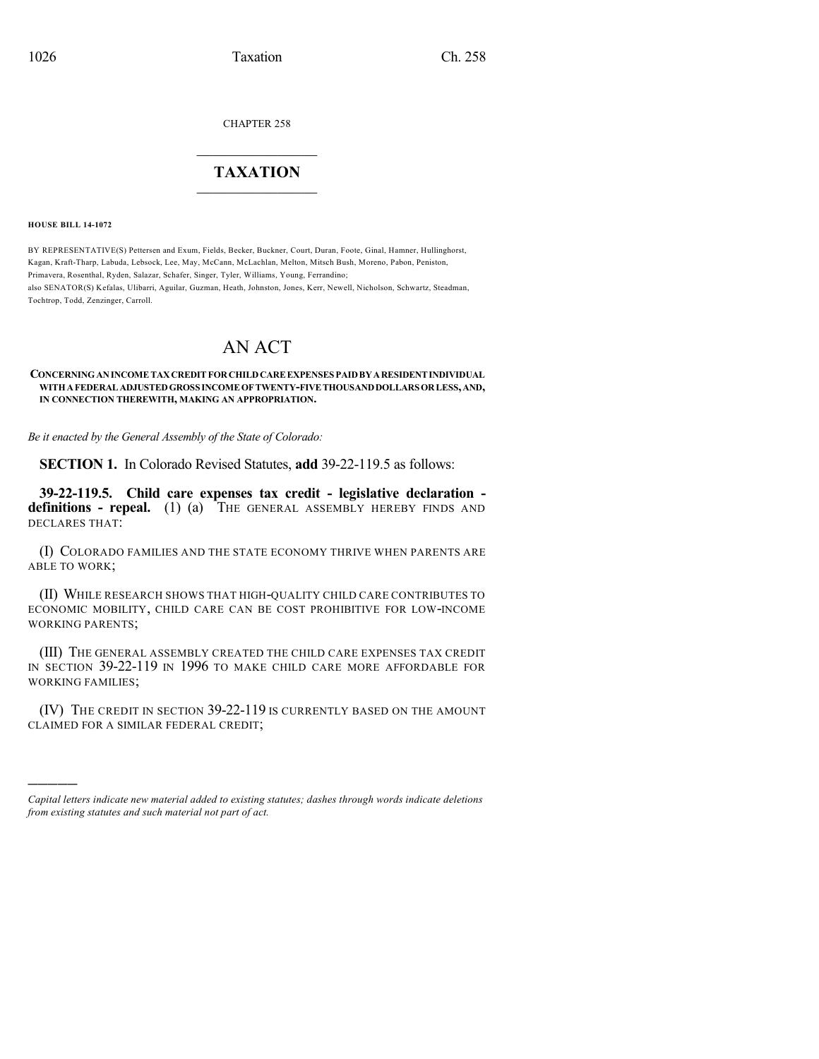CHAPTER 258

## TAXATION

**HOUSE BILL 14-1072**

BY REPRESENTATIVE(S) Pettersen and Exum, Fields, Becker, Buckner, Court, Duran, Foote, Ginal, Hamner, Hullinghorst, Kagan, Kraft-Tharp, Labuda, Lebsock, Lee, May, McCann, McLachlan, Melton, Mitsch Bush, Moreno, Pabon, Peniston, Primavera, Rosenthal, Ryden, Salazar, Schafer, Singer, Tyler, Williams, Young, Ferrandino;
also SENATOR(S) Kefalas, Ulibarri, Aguilar, Guzman, Heath, Johnston, Jones, Kerr, Newell, Nicholson, Schwartz, Steadman, Tochtrop, Todd, Zenzinger, Carroll.

# AN ACT

**CONCERNING AN INCOME TAX CREDIT FOR CHILD CARE EXPENSES PAID BY A RESIDENT INDIVIDUAL WITH A FEDERAL ADJUSTED GROSS INCOME OF TWENTY-FIVE THOUSAND DOLLARS OR LESS, AND, IN CONNECTION THEREWITH, MAKING AN APPROPRIATION.**

*Be it enacted by the General Assembly of the State of Colorado:*

**SECTION 1.** In Colorado Revised Statutes, **add** 39-22-119.5 as follows:

**39-22-119.5. Child care expenses tax credit - legislative declaration - definitions - repeal.** (1) (a) THE GENERAL ASSEMBLY HEREBY FINDS AND DECLARES THAT:

(I) COLORADO FAMILIES AND THE STATE ECONOMY THRIVE WHEN PARENTS ARE ABLE TO WORK;

(II) WHILE RESEARCH SHOWS THAT HIGH-QUALITY CHILD CARE CONTRIBUTES TO ECONOMIC MOBILITY, CHILD CARE CAN BE COST PROHIBITIVE FOR LOW-INCOME WORKING PARENTS;

(III) THE GENERAL ASSEMBLY CREATED THE CHILD CARE EXPENSES TAX CREDIT IN SECTION 39-22-119 IN 1996 TO MAKE CHILD CARE MORE AFFORDABLE FOR WORKING FAMILIES;

(IV) THE CREDIT IN SECTION 39-22-119 IS CURRENTLY BASED ON THE AMOUNT CLAIMED FOR A SIMILAR FEDERAL CREDIT;

————

*Capital letters indicate new material added to existing statutes; dashes through words indicate deletions from existing statutes and such material not part of act.*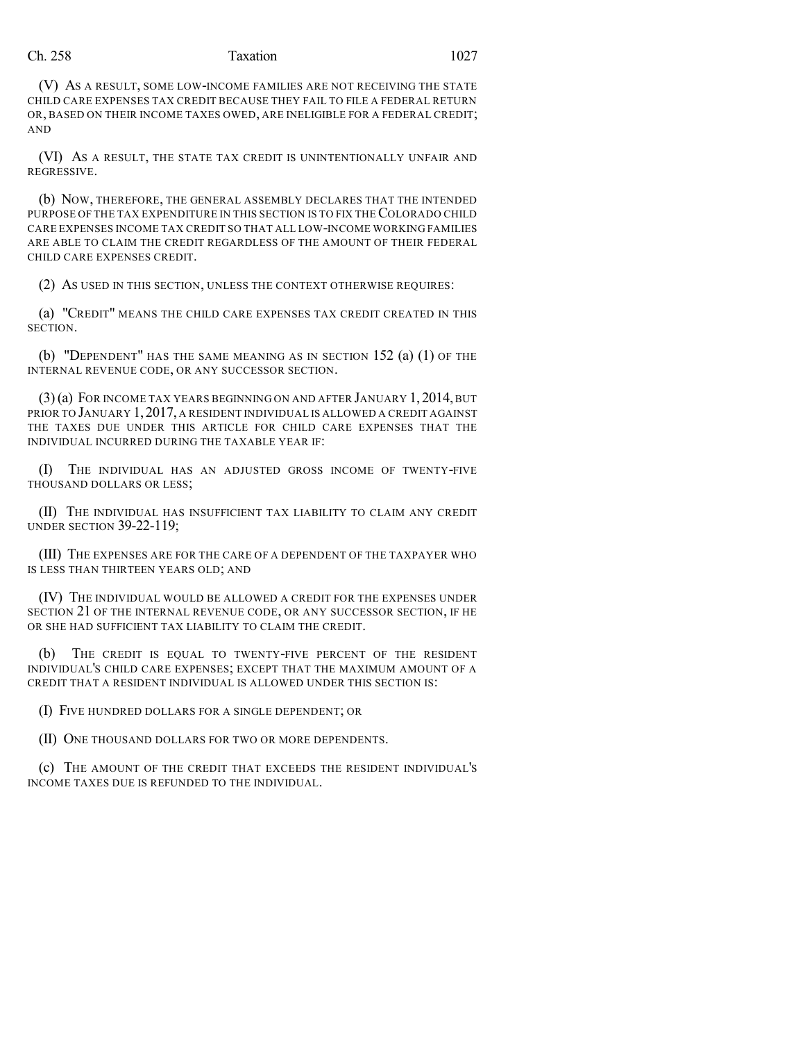(V) AS A RESULT, SOME LOW-INCOME FAMILIES ARE NOT RECEIVING THE STATE CHILD CARE EXPENSES TAX CREDIT BECAUSE THEY FAIL TO FILE A FEDERAL RETURN OR, BASED ON THEIR INCOME TAXES OWED, ARE INELIGIBLE FOR A FEDERAL CREDIT; AND

(VI) AS A RESULT, THE STATE TAX CREDIT IS UNINTENTIONALLY UNFAIR AND REGRESSIVE.

(b) NOW, THEREFORE, THE GENERAL ASSEMBLY DECLARES THAT THE INTENDED PURPOSE OF THE TAX EXPENDITURE IN THIS SECTION IS TO FIX THE COLORADO CHILD CARE EXPENSES INCOME TAX CREDIT SO THAT ALL LOW-INCOME WORKING FAMILIES ARE ABLE TO CLAIM THE CREDIT REGARDLESS OF THE AMOUNT OF THEIR FEDERAL CHILD CARE EXPENSES CREDIT.

(2) AS USED IN THIS SECTION, UNLESS THE CONTEXT OTHERWISE REQUIRES:

(a) "CREDIT" MEANS THE CHILD CARE EXPENSES TAX CREDIT CREATED IN THIS SECTION.

(b) "DEPENDENT" HAS THE SAME MEANING AS IN SECTION 152 (a) (1) OF THE INTERNAL REVENUE CODE, OR ANY SUCCESSOR SECTION.

(3) (a) FOR INCOME TAX YEARS BEGINNING ON AND AFTER JANUARY 1, 2014, BUT PRIOR TO JANUARY 1, 2017, A RESIDENT INDIVIDUAL IS ALLOWED A CREDIT AGAINST THE TAXES DUE UNDER THIS ARTICLE FOR CHILD CARE EXPENSES THAT THE INDIVIDUAL INCURRED DURING THE TAXABLE YEAR IF:

(I) THE INDIVIDUAL HAS AN ADJUSTED GROSS INCOME OF TWENTY-FIVE THOUSAND DOLLARS OR LESS;

(II) THE INDIVIDUAL HAS INSUFFICIENT TAX LIABILITY TO CLAIM ANY CREDIT UNDER SECTION 39-22-119;

(III) THE EXPENSES ARE FOR THE CARE OF A DEPENDENT OF THE TAXPAYER WHO IS LESS THAN THIRTEEN YEARS OLD; AND

(IV) THE INDIVIDUAL WOULD BE ALLOWED A CREDIT FOR THE EXPENSES UNDER SECTION 21 OF THE INTERNAL REVENUE CODE, OR ANY SUCCESSOR SECTION, IF HE OR SHE HAD SUFFICIENT TAX LIABILITY TO CLAIM THE CREDIT.

(b) THE CREDIT IS EQUAL TO TWENTY-FIVE PERCENT OF THE RESIDENT INDIVIDUAL'S CHILD CARE EXPENSES; EXCEPT THAT THE MAXIMUM AMOUNT OF A CREDIT THAT A RESIDENT INDIVIDUAL IS ALLOWED UNDER THIS SECTION IS:

(I) FIVE HUNDRED DOLLARS FOR A SINGLE DEPENDENT; OR

(II) ONE THOUSAND DOLLARS FOR TWO OR MORE DEPENDENTS.

(c) THE AMOUNT OF THE CREDIT THAT EXCEEDS THE RESIDENT INDIVIDUAL'S INCOME TAXES DUE IS REFUNDED TO THE INDIVIDUAL.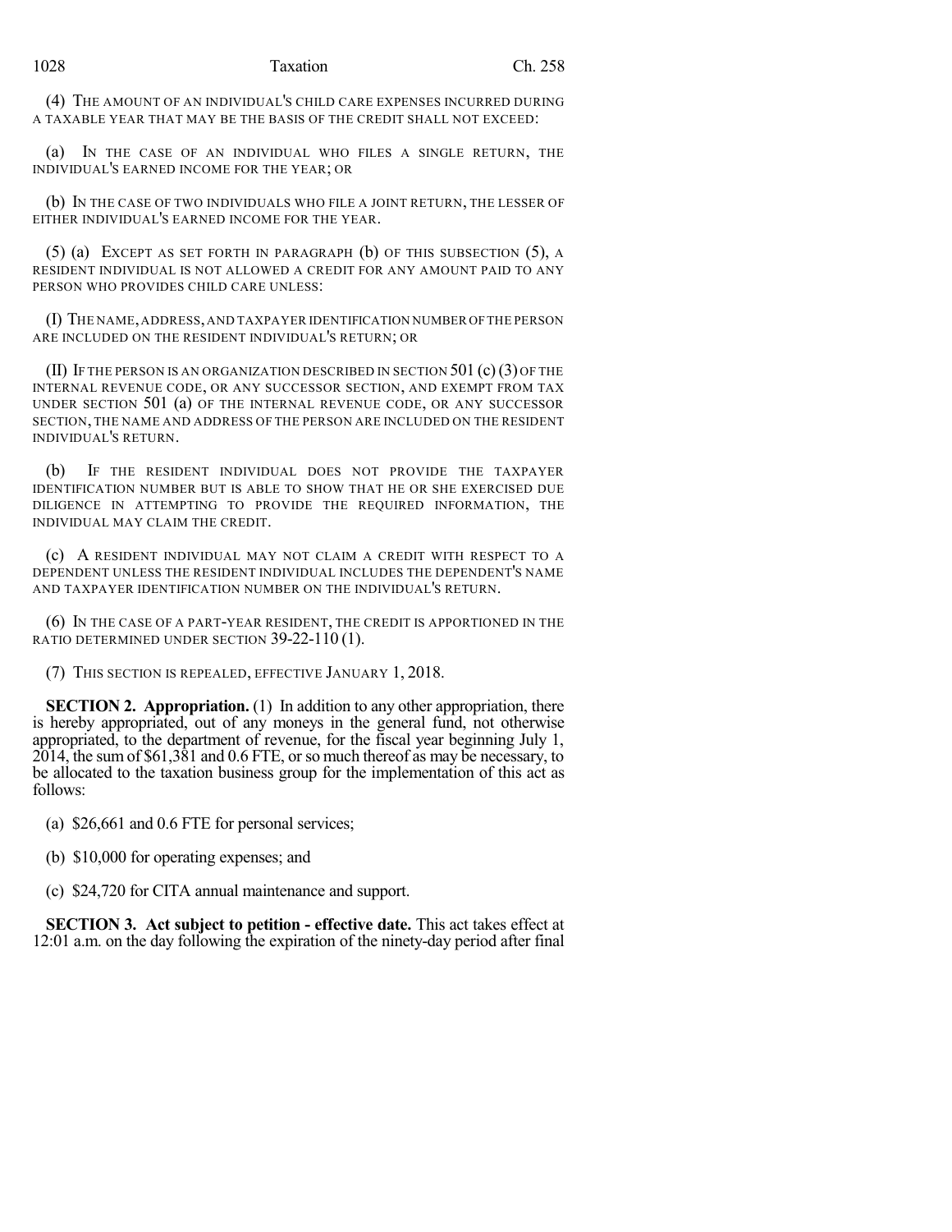(4) THE AMOUNT OF AN INDIVIDUAL'S CHILD CARE EXPENSES INCURRED DURING A TAXABLE YEAR THAT MAY BE THE BASIS OF THE CREDIT SHALL NOT EXCEED:

(a) IN THE CASE OF AN INDIVIDUAL WHO FILES A SINGLE RETURN, THE INDIVIDUAL'S EARNED INCOME FOR THE YEAR; OR

(b) IN THE CASE OF TWO INDIVIDUALS WHO FILE A JOINT RETURN, THE LESSER OF EITHER INDIVIDUAL'S EARNED INCOME FOR THE YEAR.

(5) (a) EXCEPT AS SET FORTH IN PARAGRAPH (b) OF THIS SUBSECTION (5), A RESIDENT INDIVIDUAL IS NOT ALLOWED A CREDIT FOR ANY AMOUNT PAID TO ANY PERSON WHO PROVIDES CHILD CARE UNLESS:

(I) THE NAME, ADDRESS, AND TAXPAYER IDENTIFICATION NUMBER OF THE PERSON ARE INCLUDED ON THE RESIDENT INDIVIDUAL'S RETURN; OR

(II) IF THE PERSON IS AN ORGANIZATION DESCRIBED IN SECTION 501 (c) (3) OF THE INTERNAL REVENUE CODE, OR ANY SUCCESSOR SECTION, AND EXEMPT FROM TAX UNDER SECTION 501 (a) OF THE INTERNAL REVENUE CODE, OR ANY SUCCESSOR SECTION, THE NAME AND ADDRESS OF THE PERSON ARE INCLUDED ON THE RESIDENT INDIVIDUAL'S RETURN.

(b) IF THE RESIDENT INDIVIDUAL DOES NOT PROVIDE THE TAXPAYER IDENTIFICATION NUMBER BUT IS ABLE TO SHOW THAT HE OR SHE EXERCISED DUE DILIGENCE IN ATTEMPTING TO PROVIDE THE REQUIRED INFORMATION, THE INDIVIDUAL MAY CLAIM THE CREDIT.

(c) A RESIDENT INDIVIDUAL MAY NOT CLAIM A CREDIT WITH RESPECT TO A DEPENDENT UNLESS THE RESIDENT INDIVIDUAL INCLUDES THE DEPENDENT'S NAME AND TAXPAYER IDENTIFICATION NUMBER ON THE INDIVIDUAL'S RETURN.

(6) IN THE CASE OF A PART-YEAR RESIDENT, THE CREDIT IS APPORTIONED IN THE RATIO DETERMINED UNDER SECTION 39-22-110 (1).

(7) THIS SECTION IS REPEALED, EFFECTIVE JANUARY 1, 2018.

**SECTION 2. Appropriation.** (1) In addition to any other appropriation, there is hereby appropriated, out of any moneys in the general fund, not otherwise appropriated, to the department of revenue, for the fiscal year beginning July 1, 2014, the sum of $61,381 and 0.6 FTE, or so much thereof as may be necessary, to be allocated to the taxation business group for the implementation of this act as follows:

(a) $26,661 and 0.6 FTE for personal services;

(b) $10,000 for operating expenses; and

(c) $24,720 for CITA annual maintenance and support.

**SECTION 3. Act subject to petition - effective date.** This act takes effect at 12:01 a.m. on the day following the expiration of the ninety-day period after final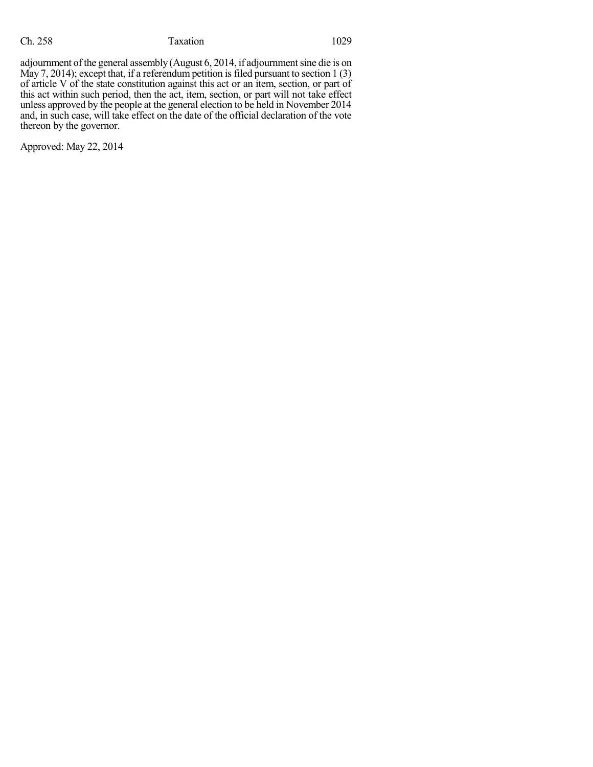adjournment of the general assembly (August 6, 2014, if adjournment sine die is on May 7, 2014); except that, if a referendum petition is filed pursuant to section 1 (3) of article V of the state constitution against this act or an item, section, or part of this act within such period, then the act, item, section, or part will not take effect unless approved by the people at the general election to be held in November 2014 and, in such case, will take effect on the date of the official declaration of the vote thereon by the governor.

Approved: May 22, 2014